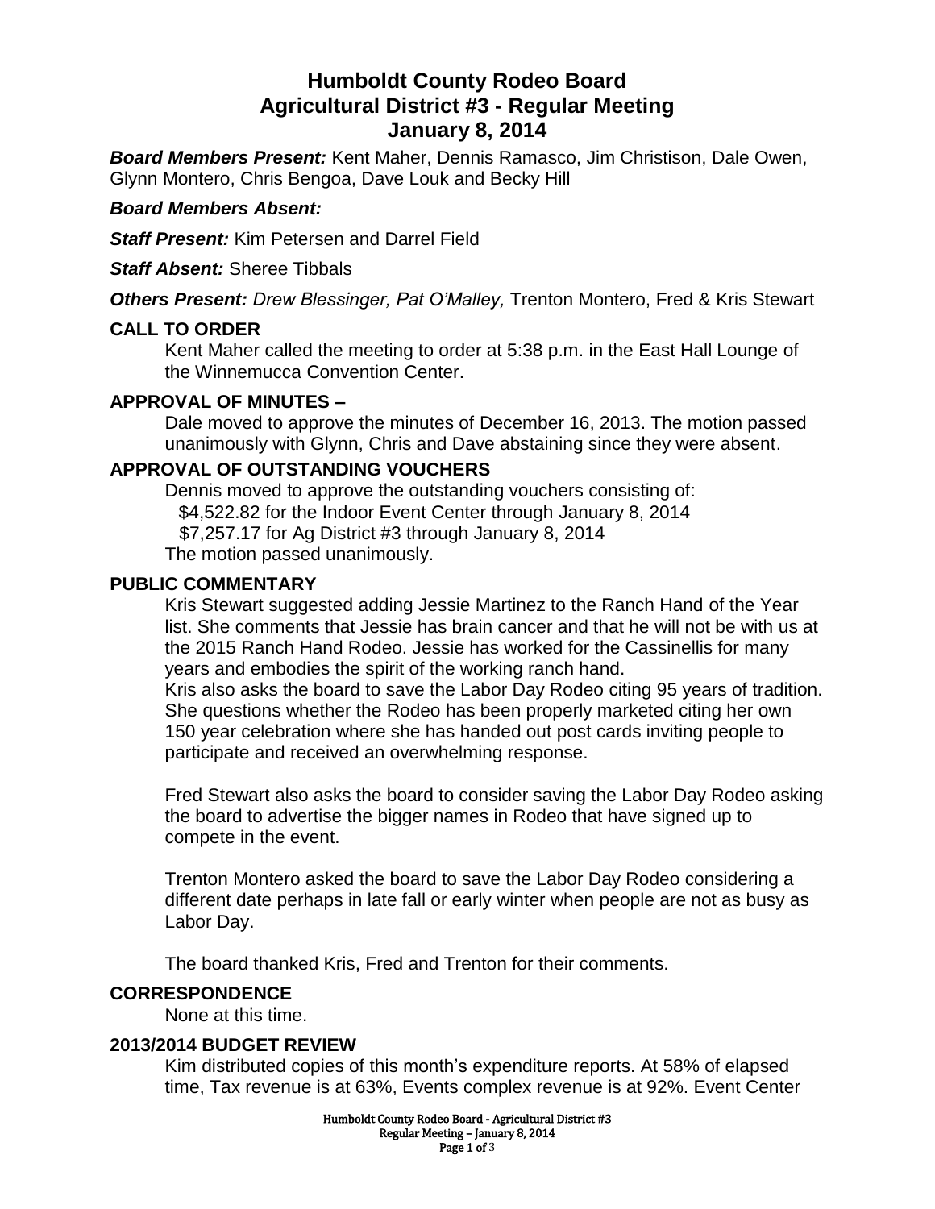# Humboldt County Rodeo Board
# Agricultural District #3 - Regular Meeting
# January 8, 2014

***Board Members Present:*** Kent Maher, Dennis Ramasco, Jim Christison, Dale Owen, Glynn Montero, Chris Bengoa, Dave Louk and Becky Hill

***Board Members Absent:***

***Staff Present:*** Kim Petersen and Darrel Field

***Staff Absent:*** Sheree Tibbals

***Others Present:*** *Drew Blessinger, Pat O'Malley,* Trenton Montero, Fred & Kris Stewart

## CALL TO ORDER

Kent Maher called the meeting to order at 5:38 p.m. in the East Hall Lounge of the Winnemucca Convention Center.

## APPROVAL OF MINUTES –

Dale moved to approve the minutes of December 16, 2013. The motion passed unanimously with Glynn, Chris and Dave abstaining since they were absent.

## APPROVAL OF OUTSTANDING VOUCHERS

Dennis moved to approve the outstanding vouchers consisting of:
$4,522.82 for the Indoor Event Center through January 8, 2014
$7,257.17 for Ag District #3 through January 8, 2014
The motion passed unanimously.

## PUBLIC COMMENTARY

Kris Stewart suggested adding Jessie Martinez to the Ranch Hand of the Year list. She comments that Jessie has brain cancer and that he will not be with us at the 2015 Ranch Hand Rodeo. Jessie has worked for the Cassinellis for many years and embodies the spirit of the working ranch hand.
Kris also asks the board to save the Labor Day Rodeo citing 95 years of tradition. She questions whether the Rodeo has been properly marketed citing her own 150 year celebration where she has handed out post cards inviting people to participate and received an overwhelming response.

Fred Stewart also asks the board to consider saving the Labor Day Rodeo asking the board to advertise the bigger names in Rodeo that have signed up to compete in the event.

Trenton Montero asked the board to save the Labor Day Rodeo considering a different date perhaps in late fall or early winter when people are not as busy as Labor Day.

The board thanked Kris, Fred and Trenton for their comments.

## CORRESPONDENCE

None at this time.

## 2013/2014 BUDGET REVIEW

Kim distributed copies of this month's expenditure reports. At 58% of elapsed time, Tax revenue is at 63%, Events complex revenue is at 92%. Event Center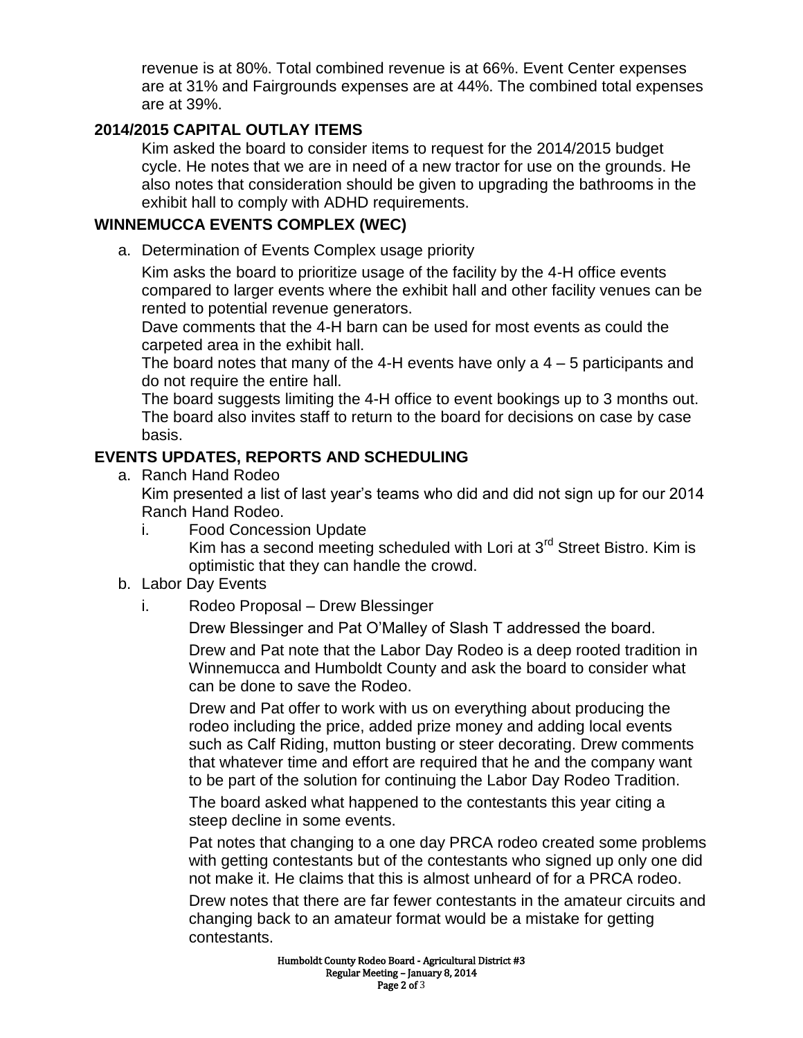revenue is at 80%. Total combined revenue is at 66%. Event Center expenses are at 31% and Fairgrounds expenses are at 44%. The combined total expenses are at 39%.

## 2014/2015 CAPITAL OUTLAY ITEMS

Kim asked the board to consider items to request for the 2014/2015 budget cycle. He notes that we are in need of a new tractor for use on the grounds. He also notes that consideration should be given to upgrading the bathrooms in the exhibit hall to comply with ADHD requirements.

## WINNEMUCCA EVENTS COMPLEX (WEC)

a. Determination of Events Complex usage priority

   Kim asks the board to prioritize usage of the facility by the 4-H office events compared to larger events where the exhibit hall and other facility venues can be rented to potential revenue generators.

   Dave comments that the 4-H barn can be used for most events as could the carpeted area in the exhibit hall.

   The board notes that many of the 4-H events have only a 4 – 5 participants and do not require the entire hall.

   The board suggests limiting the 4-H office to event bookings up to 3 months out. The board also invites staff to return to the board for decisions on case by case basis.

## EVENTS UPDATES, REPORTS AND SCHEDULING

a. Ranch Hand Rodeo

   Kim presented a list of last year's teams who did and did not sign up for our 2014 Ranch Hand Rodeo.

   i. Food Concession Update

      Kim has a second meeting scheduled with Lori at 3rd Street Bistro. Kim is optimistic that they can handle the crowd.

b. Labor Day Events

   i. Rodeo Proposal – Drew Blessinger

      Drew Blessinger and Pat O'Malley of Slash T addressed the board.

      Drew and Pat note that the Labor Day Rodeo is a deep rooted tradition in Winnemucca and Humboldt County and ask the board to consider what can be done to save the Rodeo.

      Drew and Pat offer to work with us on everything about producing the rodeo including the price, added prize money and adding local events such as Calf Riding, mutton busting or steer decorating. Drew comments that whatever time and effort are required that he and the company want to be part of the solution for continuing the Labor Day Rodeo Tradition.

      The board asked what happened to the contestants this year citing a steep decline in some events.

      Pat notes that changing to a one day PRCA rodeo created some problems with getting contestants but of the contestants who signed up only one did not make it. He claims that this is almost unheard of for a PRCA rodeo.

      Drew notes that there are far fewer contestants in the amateur circuits and changing back to an amateur format would be a mistake for getting contestants.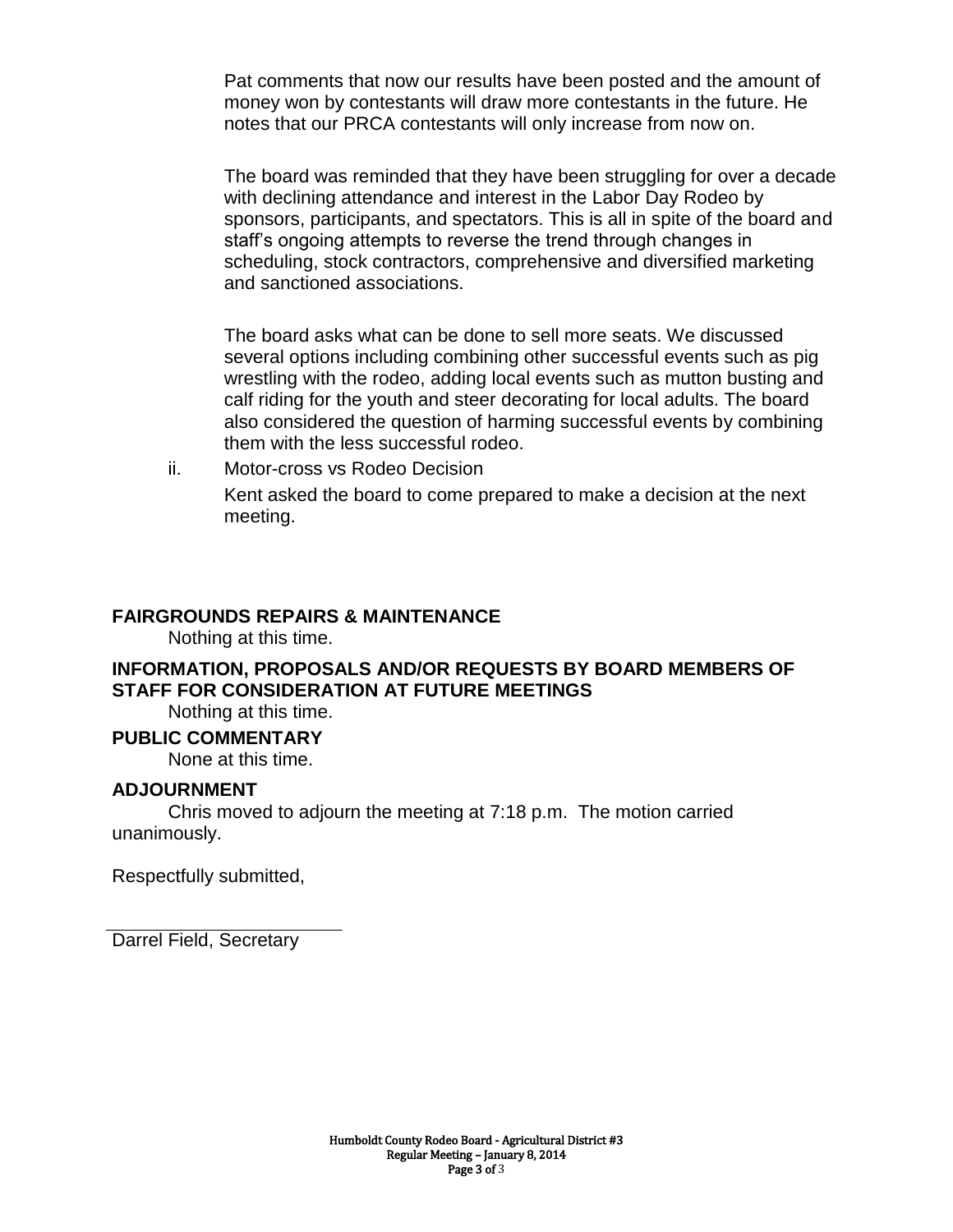Pat comments that now our results have been posted and the amount of money won by contestants will draw more contestants in the future. He notes that our PRCA contestants will only increase from now on.

The board was reminded that they have been struggling for over a decade with declining attendance and interest in the Labor Day Rodeo by sponsors, participants, and spectators. This is all in spite of the board and staff's ongoing attempts to reverse the trend through changes in scheduling, stock contractors, comprehensive and diversified marketing and sanctioned associations.

The board asks what can be done to sell more seats. We discussed several options including combining other successful events such as pig wrestling with the rodeo, adding local events such as mutton busting and calf riding for the youth and steer decorating for local adults. The board also considered the question of harming successful events by combining them with the less successful rodeo.

ii. Motor-cross vs Rodeo Decision

Kent asked the board to come prepared to make a decision at the next meeting.

**FAIRGROUNDS REPAIRS & MAINTENANCE**

Nothing at this time.

**INFORMATION, PROPOSALS AND/OR REQUESTS BY BOARD MEMBERS OF STAFF FOR CONSIDERATION AT FUTURE MEETINGS**

Nothing at this time.

**PUBLIC COMMENTARY**

None at this time.

**ADJOURNMENT**

Chris moved to adjourn the meeting at 7:18 p.m. The motion carried unanimously.

Respectfully submitted,

Darrel Field, Secretary